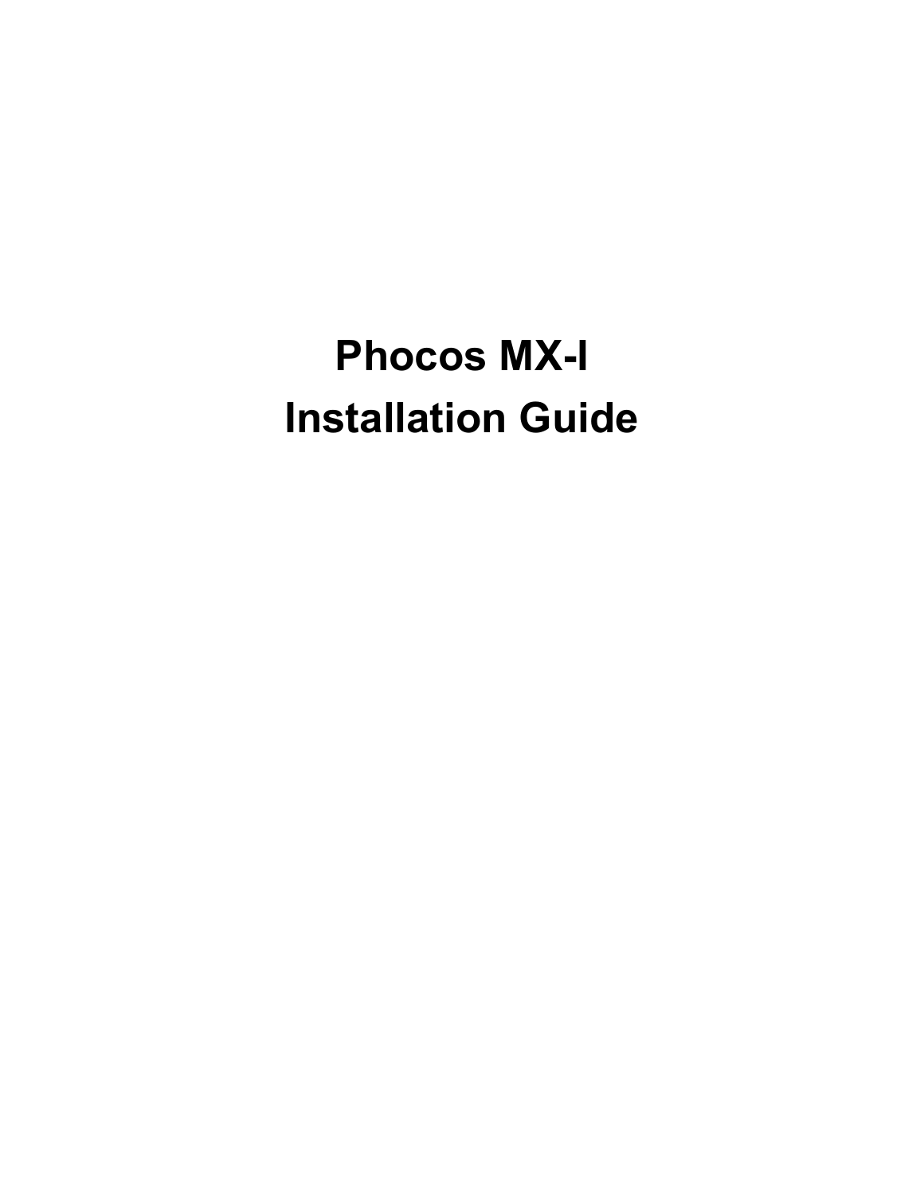# Phocos MX-I

# Installation Guide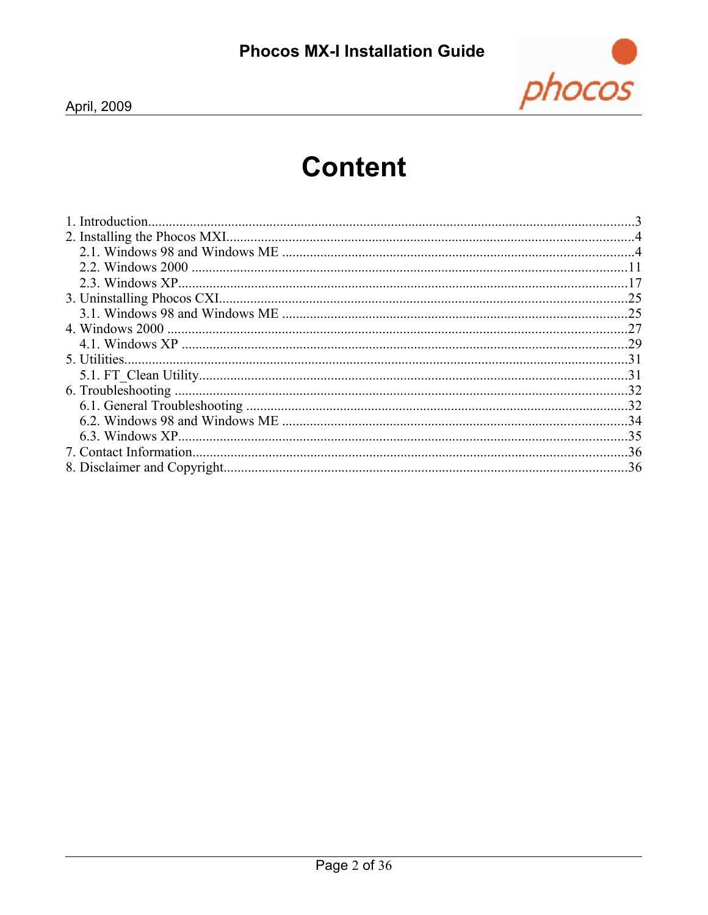# Content

1. Introduction..........................................................................................................................................3
2. Installing the Phocos MXI....................................................................................................................4
    2.1. Windows 98 and Windows ME .....................................................................................................4
    2.2. Windows 2000 ..............................................................................................................................11
    2.3. Windows XP..................................................................................................................................17
3. Uninstalling Phocos CXI.....................................................................................................................25
    3.1. Windows 98 and Windows ME ....................................................................................................25
4. Windows 2000 .....................................................................................................................................27
    4.1. Windows XP .................................................................................................................................29
5. Utilities.................................................................................................................................................31
    5.1. FT_Clean Utility............................................................................................................................31
6. Troubleshooting ...................................................................................................................................32
    6.1. General Troubleshooting ..............................................................................................................32
    6.2. Windows 98 and Windows ME ....................................................................................................34
    6.3. Windows XP..................................................................................................................................35
7. Contact Information.............................................................................................................................36
8. Disclaimer and Copyright....................................................................................................................36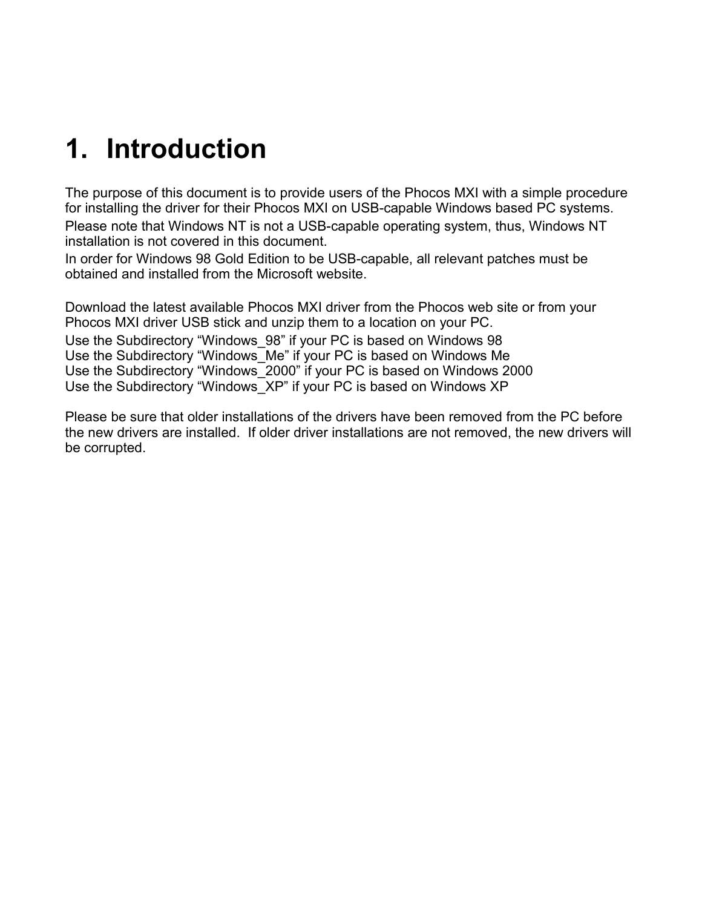# 1. Introduction

The purpose of this document is to provide users of the Phocos MXI with a simple procedure for installing the driver for their Phocos MXI on USB-capable Windows based PC systems.
Please note that Windows NT is not a USB-capable operating system, thus, Windows NT installation is not covered in this document.
In order for Windows 98 Gold Edition to be USB-capable, all relevant patches must be obtained and installed from the Microsoft website.

Download the latest available Phocos MXI driver from the Phocos web site or from your Phocos MXI driver USB stick and unzip them to a location on your PC.
Use the Subdirectory “Windows_98” if your PC is based on Windows 98
Use the Subdirectory “Windows_Me” if your PC is based on Windows Me
Use the Subdirectory “Windows_2000” if your PC is based on Windows 2000
Use the Subdirectory “Windows_XP” if your PC is based on Windows XP

Please be sure that older installations of the drivers have been removed from the PC before the new drivers are installed. If older driver installations are not removed, the new drivers will be corrupted.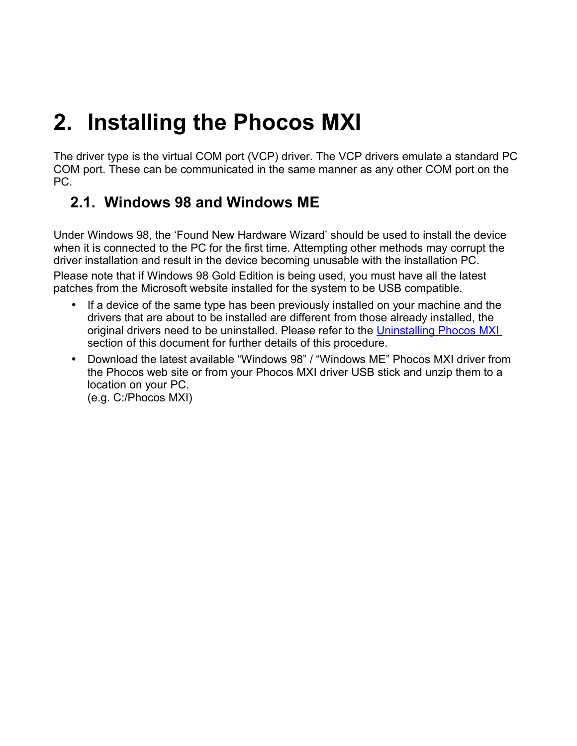# 2. Installing the Phocos MXI

The driver type is the virtual COM port (VCP) driver. The VCP drivers emulate a standard PC COM port. These can be communicated in the same manner as any other COM port on the PC.

## 2.1. Windows 98 and Windows ME

Under Windows 98, the 'Found New Hardware Wizard' should be used to install the device when it is connected to the PC for the first time. Attempting other methods may corrupt the driver installation and result in the device becoming unusable with the installation PC.

Please note that if Windows 98 Gold Edition is being used, you must have all the latest patches from the Microsoft website installed for the system to be USB compatible.

- If a device of the same type has been previously installed on your machine and the drivers that are about to be installed are different from those already installed, the original drivers need to be uninstalled. Please refer to the Uninstalling Phocos MXI section of this document for further details of this procedure.
- Download the latest available "Windows 98" / "Windows ME" Phocos MXI driver from the Phocos web site or from your Phocos MXI driver USB stick and unzip them to a location on your PC.
  (e.g. C:/Phocos MXI)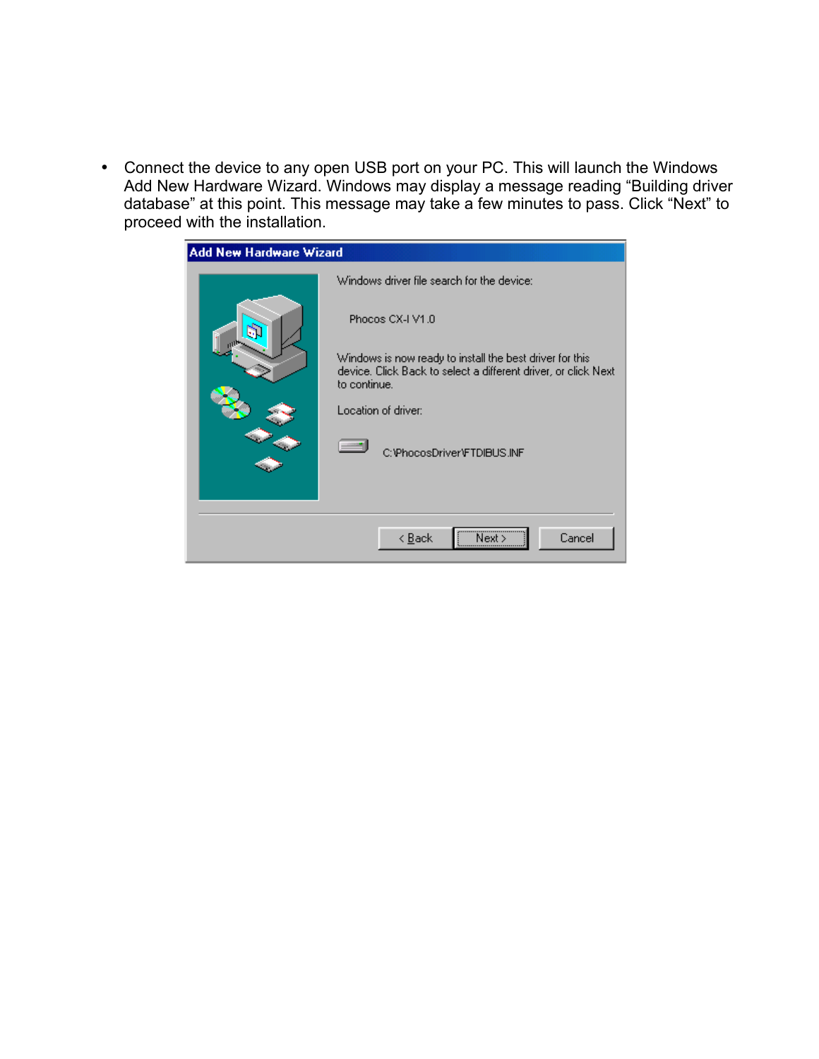- Connect the device to any open USB port on your PC. This will launch the Windows Add New Hardware Wizard. Windows may display a message reading “Building driver database” at this point. This message may take a few minutes to pass. Click “Next” to proceed with the installation.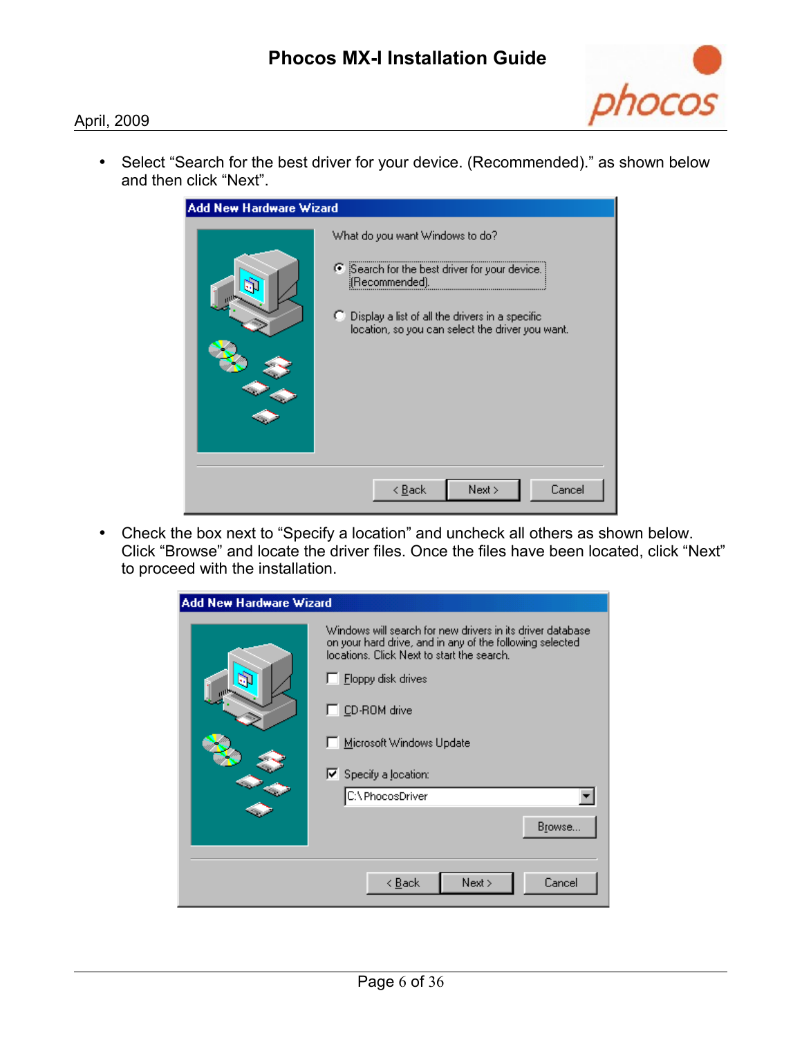- Select “Search for the best driver for your device. (Recommended).” as shown below and then click “Next”.

- Check the box next to “Specify a location” and uncheck all others as shown below. Click “Browse” and locate the driver files. Once the files have been located, click “Next” to proceed with the installation.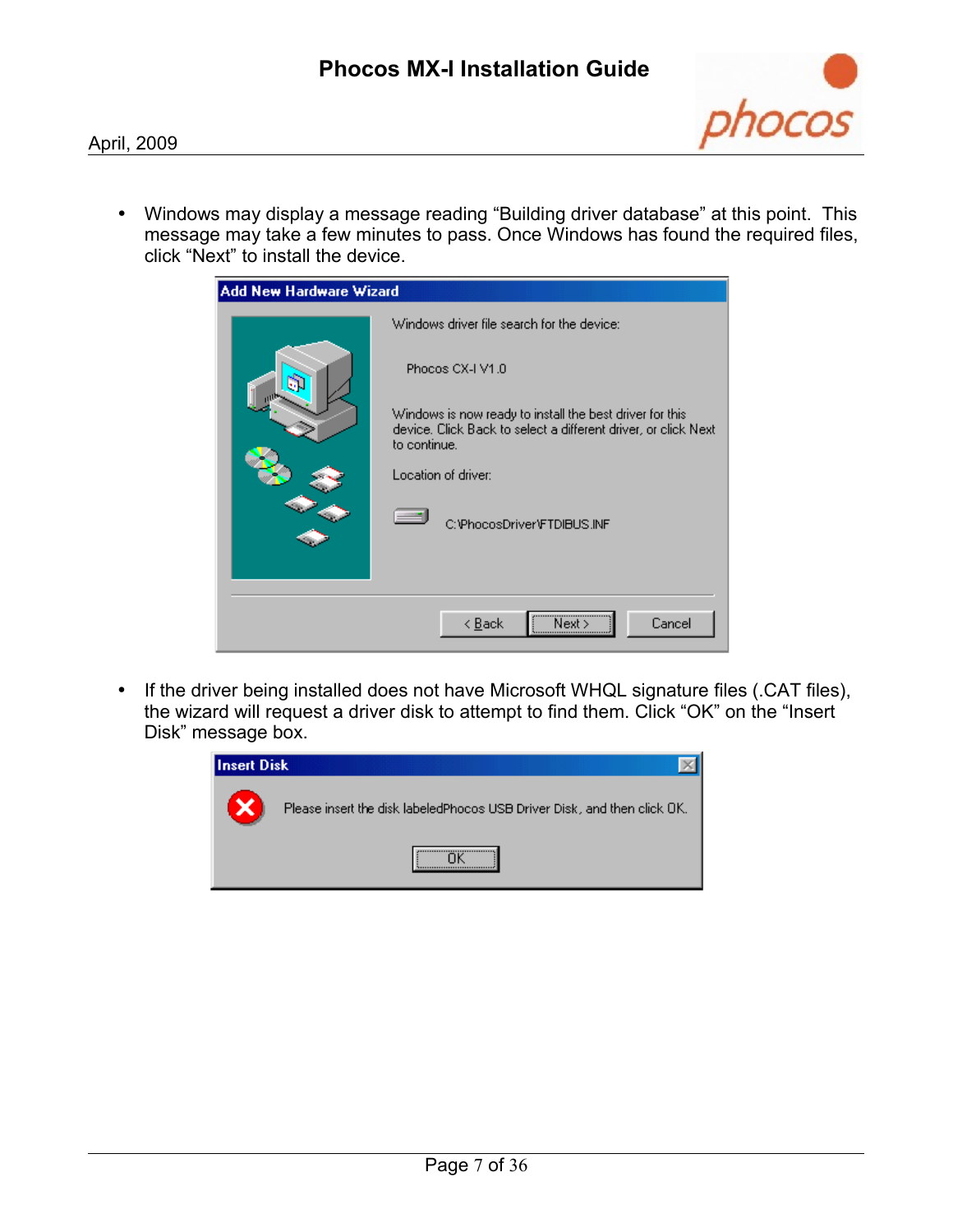- Windows may display a message reading “Building driver database” at this point. This message may take a few minutes to pass. Once Windows has found the required files, click “Next” to install the device.

- If the driver being installed does not have Microsoft WHQL signature files (.CAT files), the wizard will request a driver disk to attempt to find them. Click “OK” on the “Insert Disk” message box.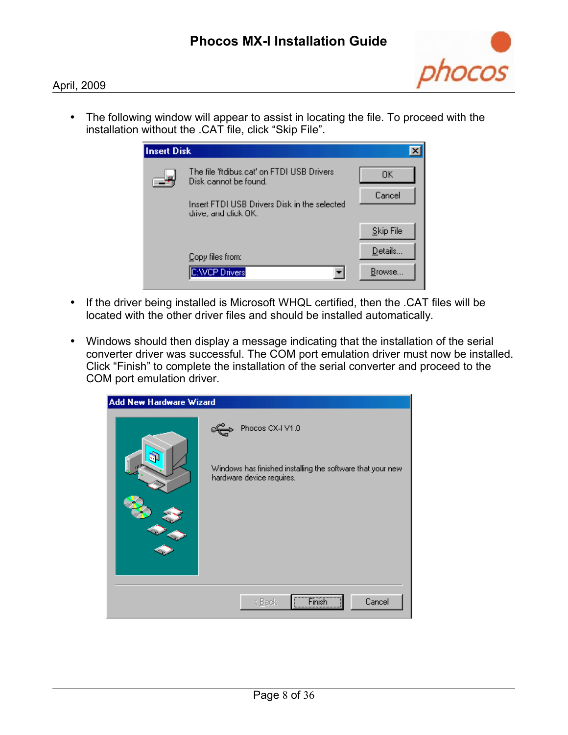- The following window will appear to assist in locating the file. To proceed with the installation without the .CAT file, click “Skip File”.

- If the driver being installed is Microsoft WHQL certified, then the .CAT files will be located with the other driver files and should be installed automatically.

- Windows should then display a message indicating that the installation of the serial converter driver was successful. The COM port emulation driver must now be installed. Click “Finish” to complete the installation of the serial converter and proceed to the COM port emulation driver.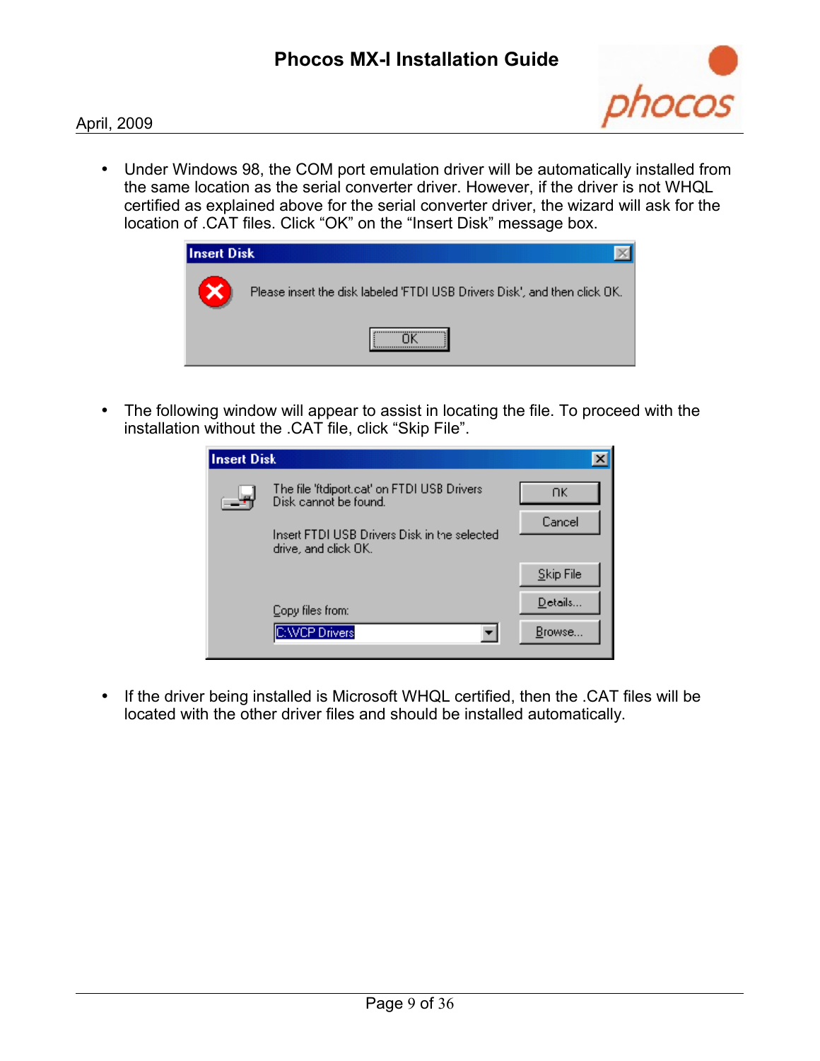- Under Windows 98, the COM port emulation driver will be automatically installed from the same location as the serial converter driver. However, if the driver is not WHQL certified as explained above for the serial converter driver, the wizard will ask for the location of .CAT files. Click “OK” on the “Insert Disk” message box.

- The following window will appear to assist in locating the file. To proceed with the installation without the .CAT file, click “Skip File”.

- If the driver being installed is Microsoft WHQL certified, then the .CAT files will be located with the other driver files and should be installed automatically.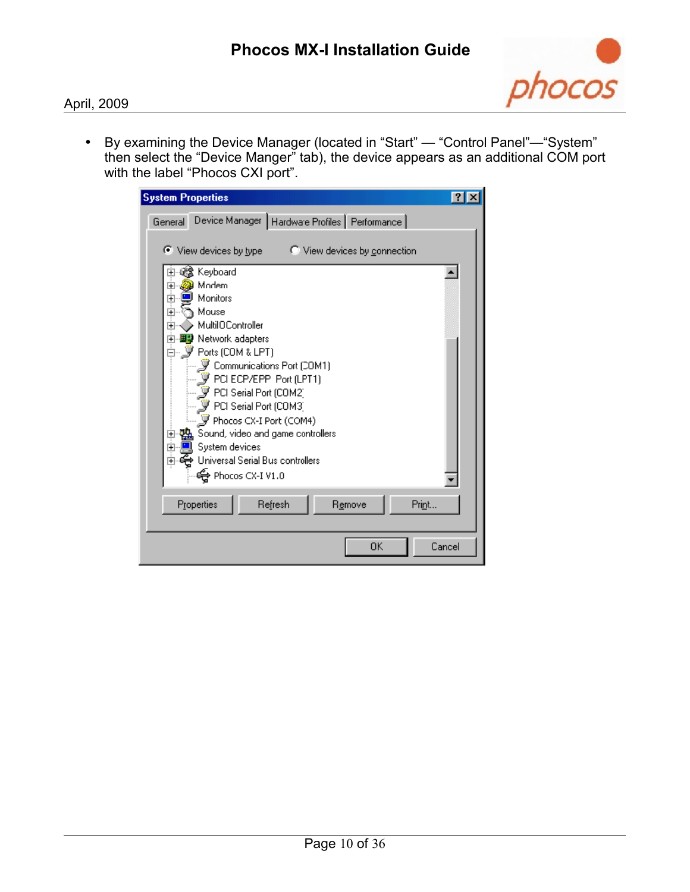- By examining the Device Manager (located in “Start” — “Control Panel”—“System” then select the “Device Manger” tab), the device appears as an additional COM port with the label “Phocos CXI port”.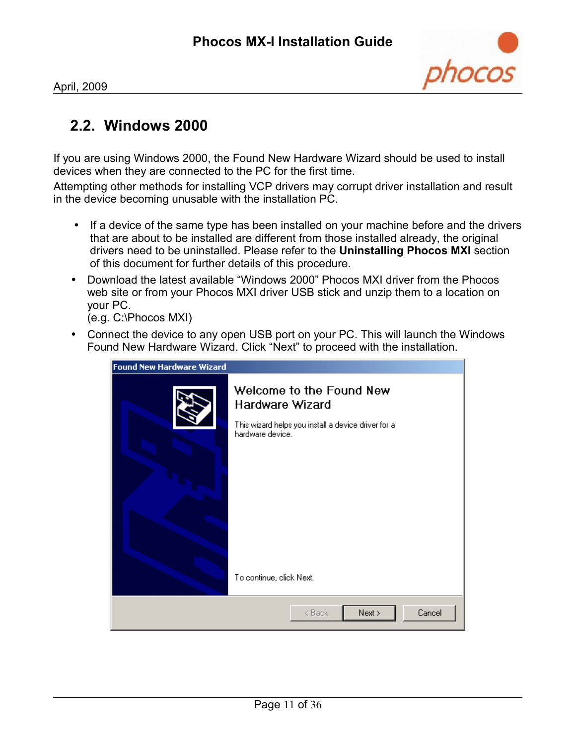## 2.2. Windows 2000

If you are using Windows 2000, the Found New Hardware Wizard should be used to install devices when they are connected to the PC for the first time.

Attempting other methods for installing VCP drivers may corrupt driver installation and result in the device becoming unusable with the installation PC.

- If a device of the same type has been installed on your machine before and the drivers that are about to be installed are different from those installed already, the original drivers need to be uninstalled. Please refer to the **Uninstalling Phocos MXI** section of this document for further details of this procedure.
- Download the latest available “Windows 2000” Phocos MXI driver from the Phocos web site or from your Phocos MXI driver USB stick and unzip them to a location on your PC.
  (e.g. C:\Phocos MXI)
- Connect the device to any open USB port on your PC. This will launch the Windows Found New Hardware Wizard. Click “Next” to proceed with the installation.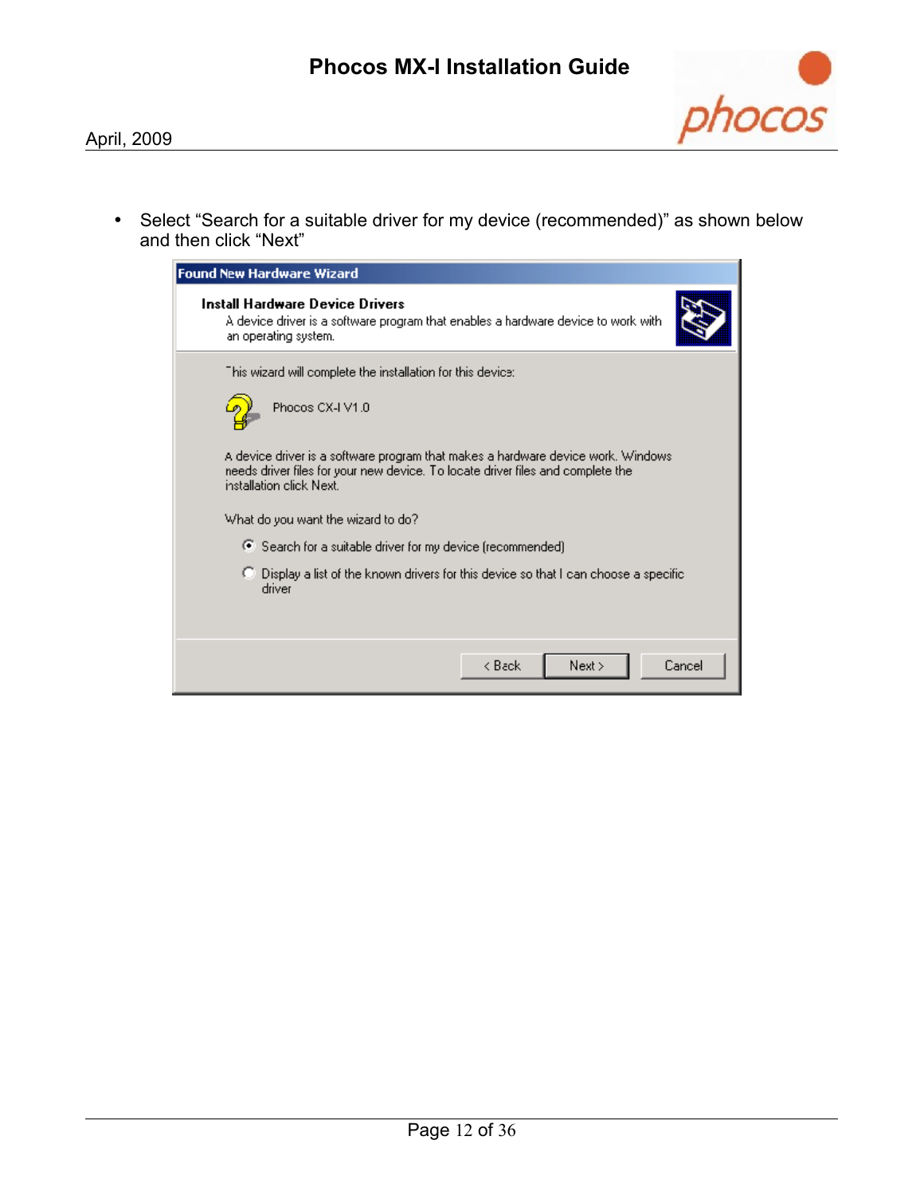- Select “Search for a suitable driver for my device (recommended)” as shown below and then click “Next”

**Found New Hardware Wizard**

**Install Hardware Device Drivers**

A device driver is a software program that enables a hardware device to work with an operating system.

This wizard will complete the installation for this device:

Phocos CX-I V1.0

A device driver is a software program that makes a hardware device work. Windows needs driver files for your new device. To locate driver files and complete the installation click Next.

What do you want the wizard to do?

- (•) Search for a suitable driver for my device (recommended)
- ( ) Display a list of the known drivers for this device so that I can choose a specific driver

< Back | Next > | Cancel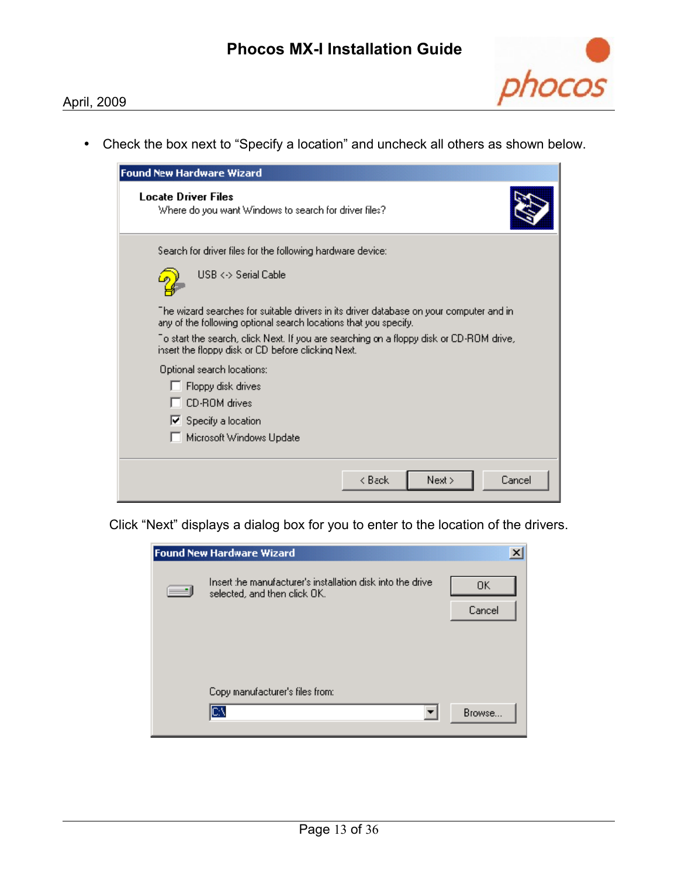- Check the box next to “Specify a location” and uncheck all others as shown below.

Click “Next” displays a dialog box for you to enter to the location of the drivers.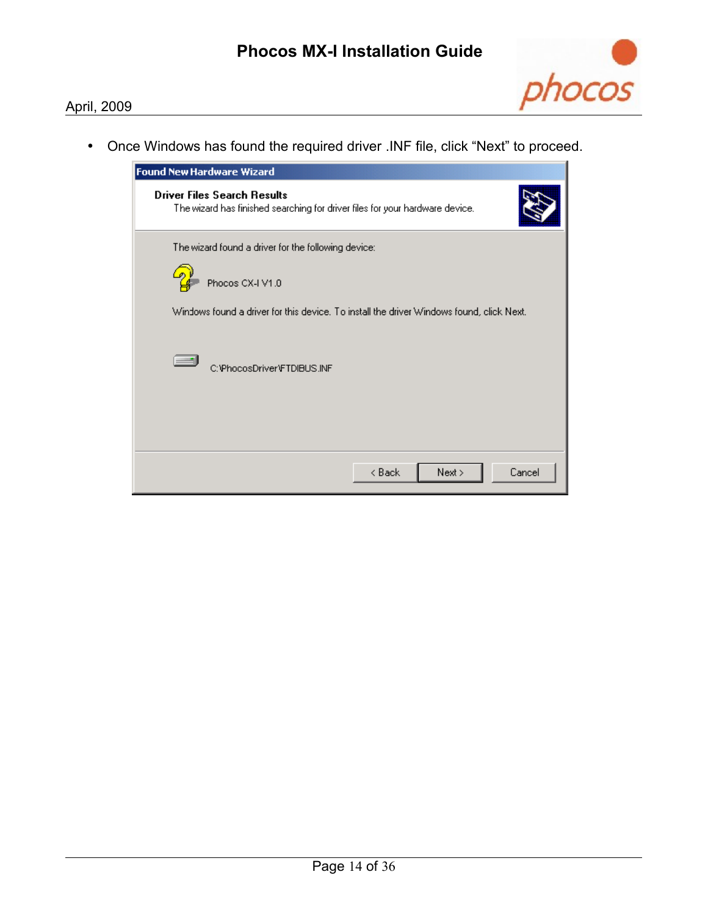- Once Windows has found the required driver .INF file, click “Next” to proceed.

Found New Hardware Wizard

**Driver Files Search Results**

The wizard has finished searching for driver files for your hardware device.

The wizard found a driver for the following device:

Phocos CX-I V1.0

Windows found a driver for this device. To install the driver Windows found, click Next.

C:\PhocosDriver\FTDIBUS.INF

< Back | Next > | Cancel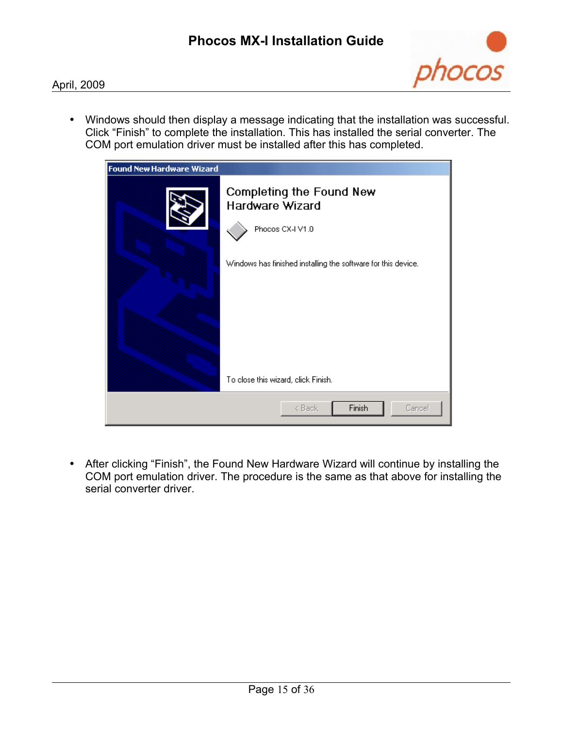- Windows should then display a message indicating that the installation was successful. Click "Finish" to complete the installation. This has installed the serial converter. The COM port emulation driver must be installed after this has completed.

- After clicking "Finish", the Found New Hardware Wizard will continue by installing the COM port emulation driver. The procedure is the same as that above for installing the serial converter driver.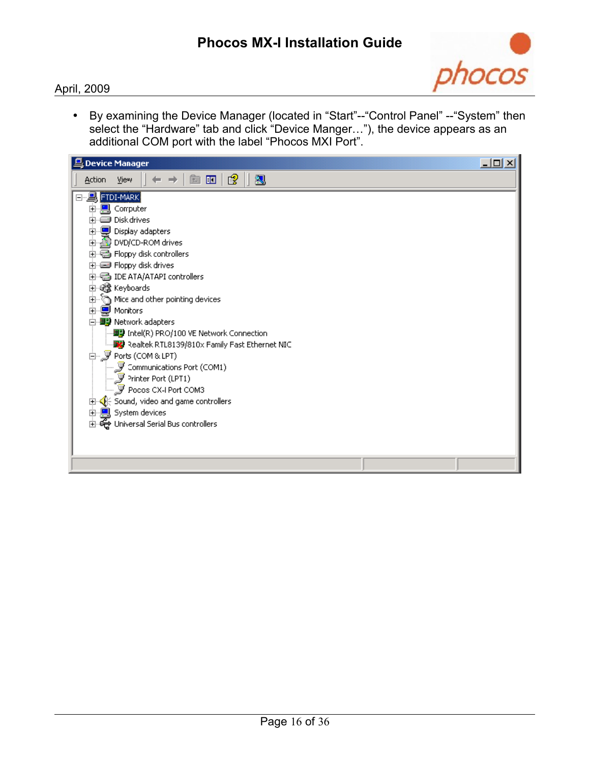- By examining the Device Manager (located in “Start”--“Control Panel” --“System” then select the “Hardware” tab and click “Device Manger…”), the device appears as an additional COM port with the label “Phocos MXI Port”.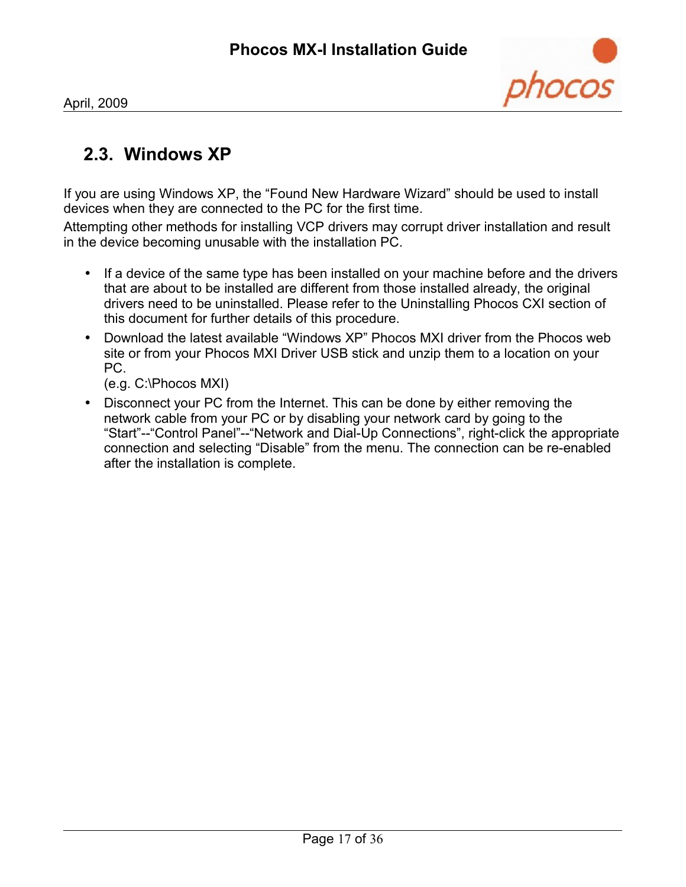## 2.3. Windows XP

If you are using Windows XP, the "Found New Hardware Wizard" should be used to install devices when they are connected to the PC for the first time.

Attempting other methods for installing VCP drivers may corrupt driver installation and result in the device becoming unusable with the installation PC.

- If a device of the same type has been installed on your machine before and the drivers that are about to be installed are different from those installed already, the original drivers need to be uninstalled. Please refer to the Uninstalling Phocos CXI section of this document for further details of this procedure.
- Download the latest available "Windows XP" Phocos MXI driver from the Phocos web site or from your Phocos MXI Driver USB stick and unzip them to a location on your PC.
  (e.g. C:\Phocos MXI)
- Disconnect your PC from the Internet. This can be done by either removing the network cable from your PC or by disabling your network card by going to the "Start"--"Control Panel"--"Network and Dial-Up Connections", right-click the appropriate connection and selecting "Disable" from the menu. The connection can be re-enabled after the installation is complete.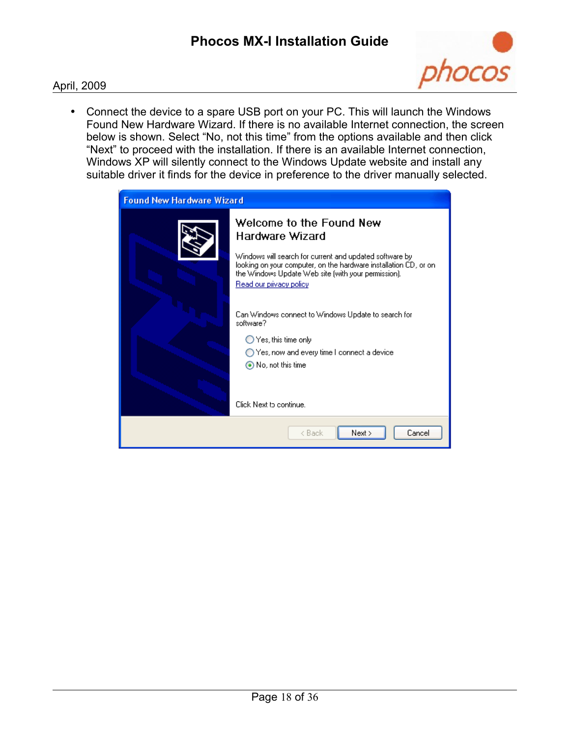- Connect the device to a spare USB port on your PC. This will launch the Windows Found New Hardware Wizard. If there is no available Internet connection, the screen below is shown. Select "No, not this time" from the options available and then click "Next" to proceed with the installation. If there is an available Internet connection, Windows XP will silently connect to the Windows Update website and install any suitable driver it finds for the device in preference to the driver manually selected.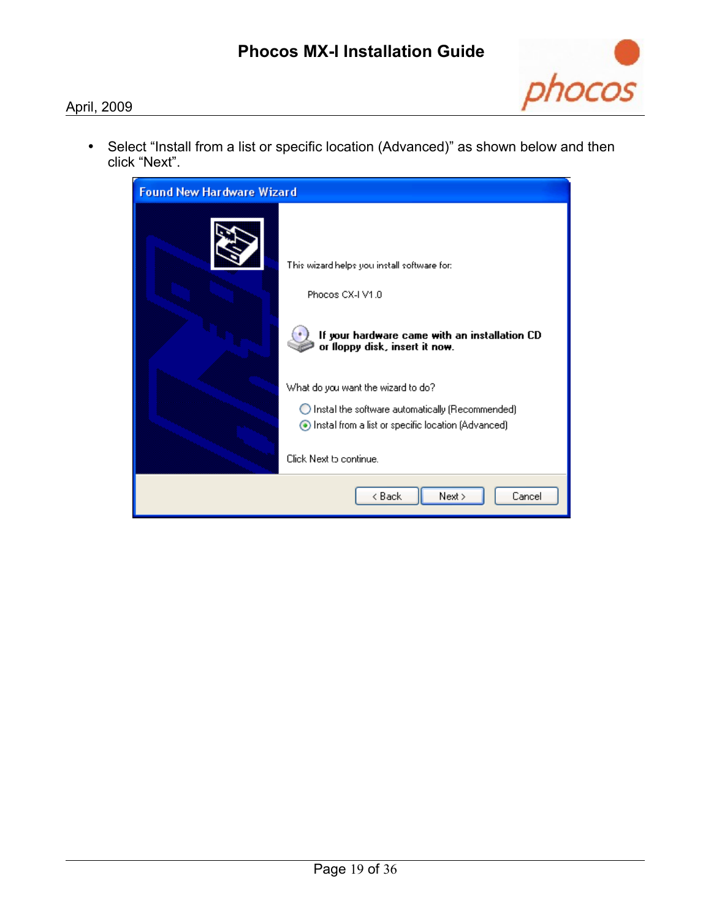- Select “Install from a list or specific location (Advanced)” as shown below and then click “Next”.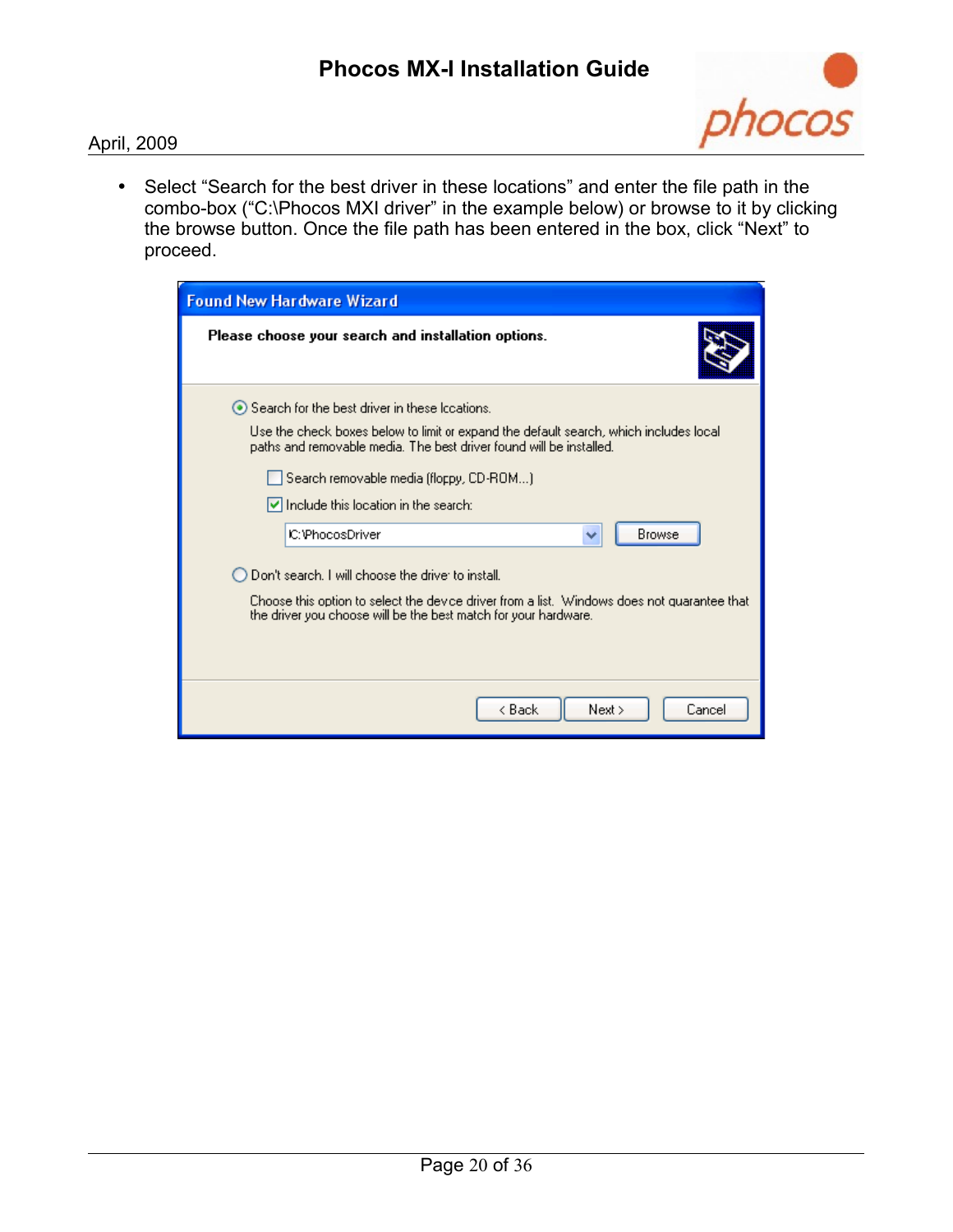- Select “Search for the best driver in these locations” and enter the file path in the combo-box (“C:\Phocos MXI driver” in the example below) or browse to it by clicking the browse button. Once the file path has been entered in the box, click “Next” to proceed.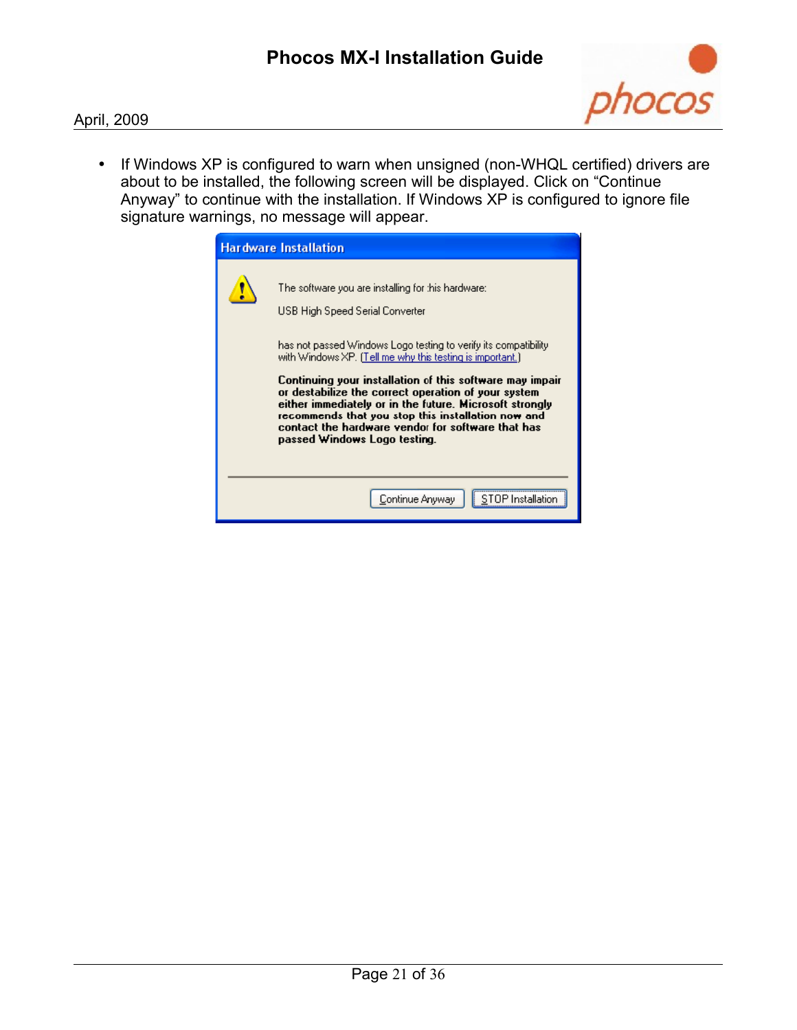- If Windows XP is configured to warn when unsigned (non-WHQL certified) drivers are about to be installed, the following screen will be displayed. Click on "Continue Anyway" to continue with the installation. If Windows XP is configured to ignore file signature warnings, no message will appear.

**Hardware Installation**

The software you are installing for this hardware:

USB High Speed Serial Converter

has not passed Windows Logo testing to verify its compatibility with Windows XP. (Tell me why this testing is important.)

**Continuing your installation of this software may impair or destabilize the correct operation of your system either immediately or in the future. Microsoft strongly recommends that you stop this installation now and contact the hardware vendor for software that has passed Windows Logo testing.**

Continue Anyway | STOP Installation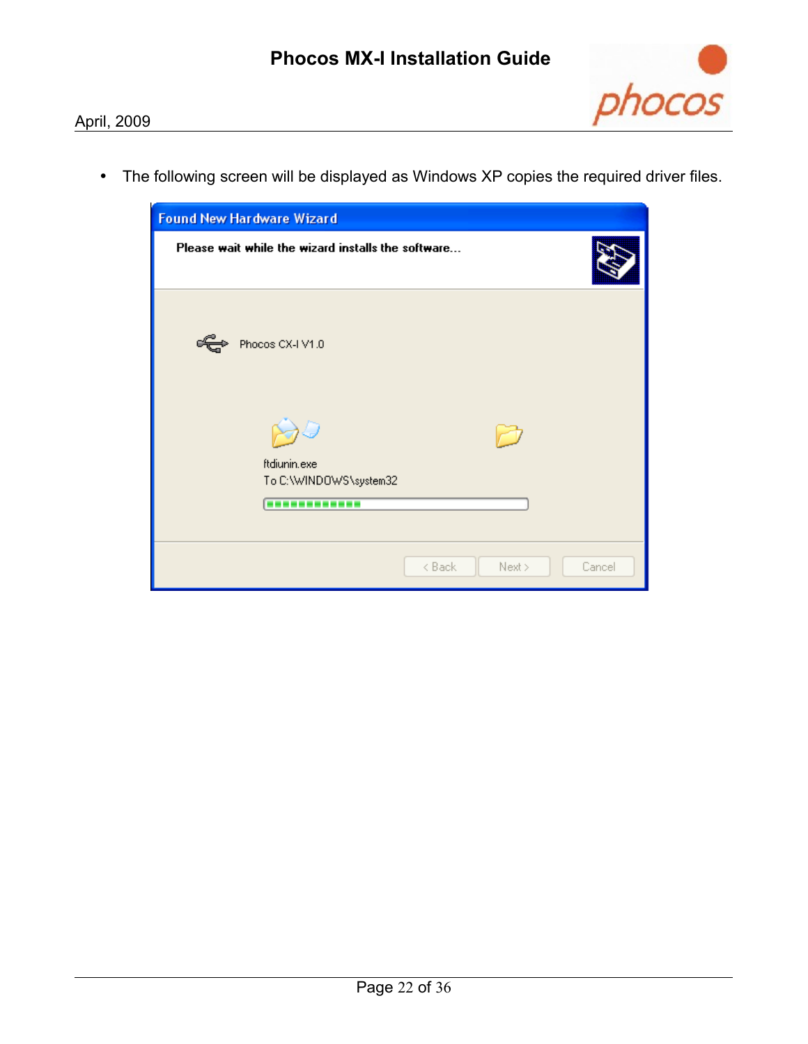- The following screen will be displayed as Windows XP copies the required driver files.

Found New Hardware Wizard

Please wait while the wizard installs the software...

Phocos CX-I V1.0

ftdiunin.exe
To C:\WINDOWS\system32

< Back | Next > | Cancel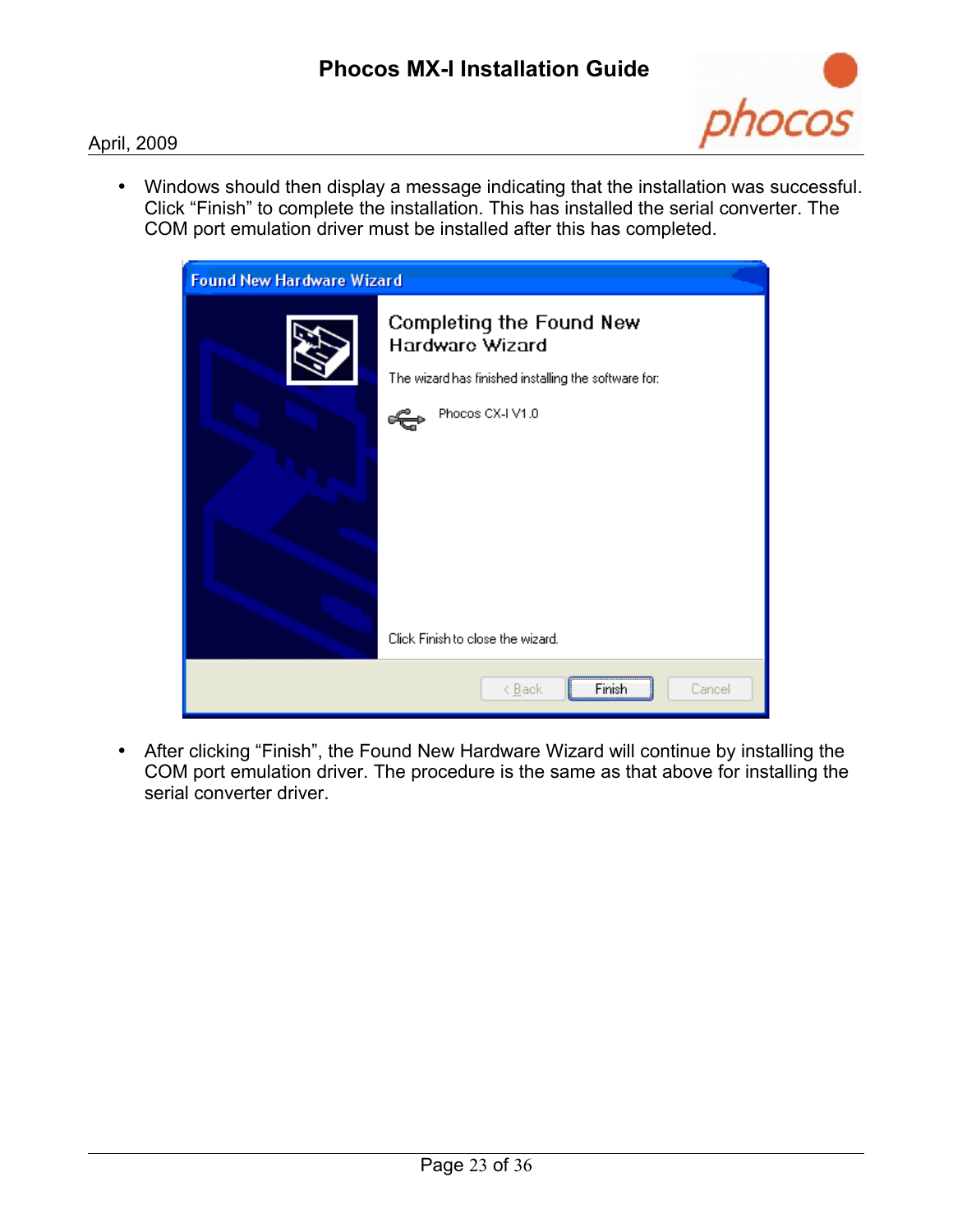- Windows should then display a message indicating that the installation was successful. Click "Finish" to complete the installation. This has installed the serial converter. The COM port emulation driver must be installed after this has completed.

- After clicking "Finish", the Found New Hardware Wizard will continue by installing the COM port emulation driver. The procedure is the same as that above for installing the serial converter driver.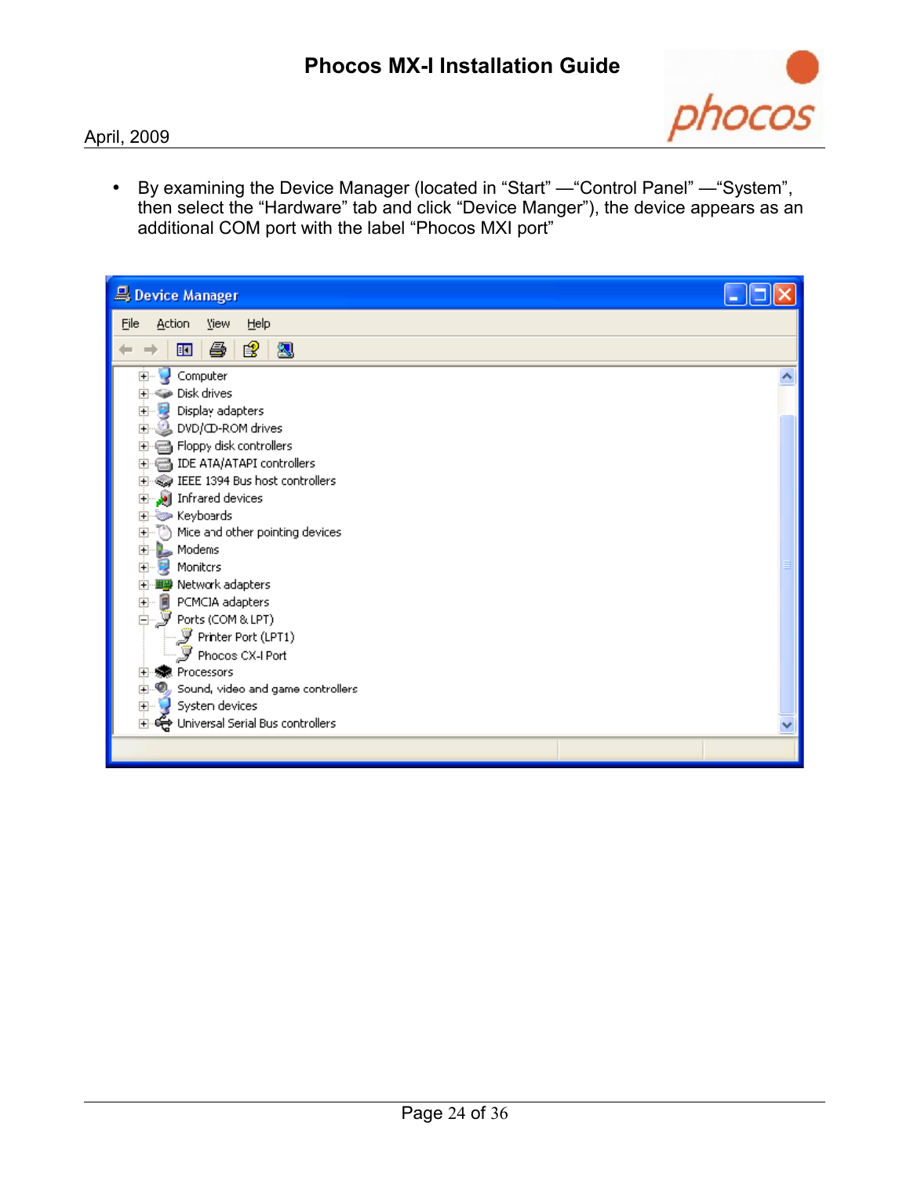- By examining the Device Manager (located in “Start” —“Control Panel” —“System”, then select the “Hardware” tab and click “Device Manger”), the device appears as an additional COM port with the label “Phocos MXI port”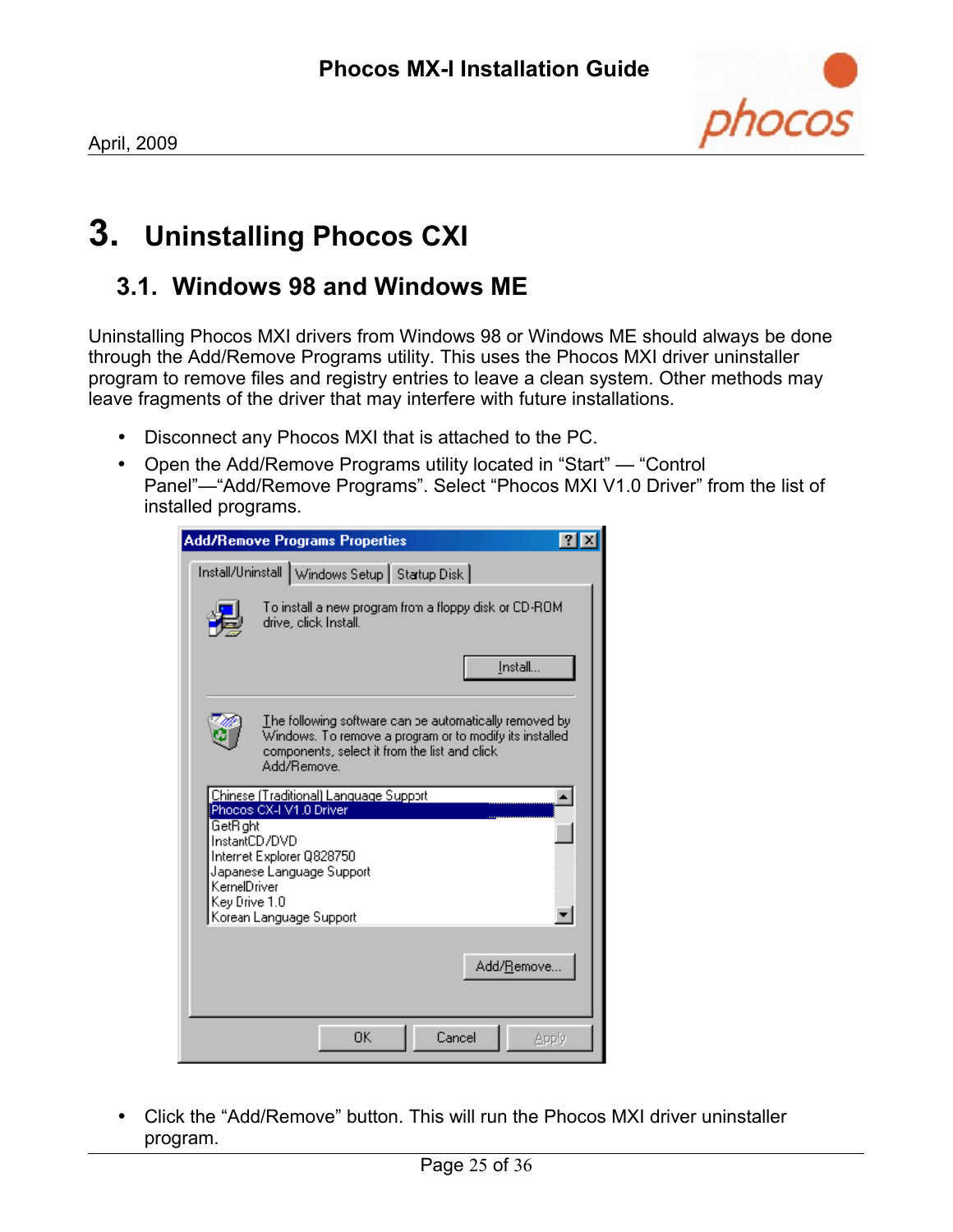# 3. Uninstalling Phocos CXI

## 3.1. Windows 98 and Windows ME

Uninstalling Phocos MXI drivers from Windows 98 or Windows ME should always be done through the Add/Remove Programs utility. This uses the Phocos MXI driver uninstaller program to remove files and registry entries to leave a clean system. Other methods may leave fragments of the driver that may interfere with future installations.

- Disconnect any Phocos MXI that is attached to the PC.
- Open the Add/Remove Programs utility located in "Start" — "Control Panel"—"Add/Remove Programs". Select "Phocos MXI V1.0 Driver" from the list of installed programs.

- Click the "Add/Remove" button. This will run the Phocos MXI driver uninstaller program.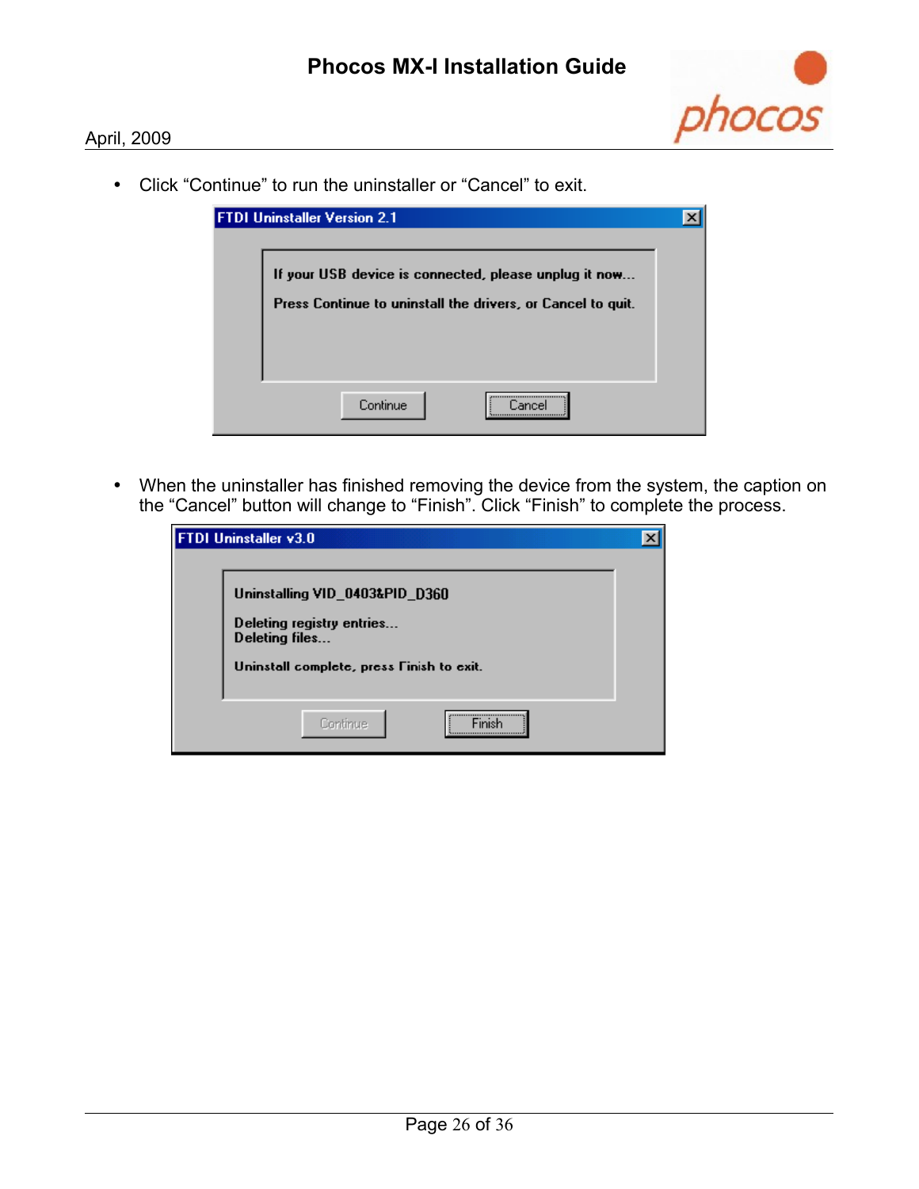- Click "Continue" to run the uninstaller or "Cancel" to exit.

- When the uninstaller has finished removing the device from the system, the caption on the "Cancel" button will change to "Finish". Click "Finish" to complete the process.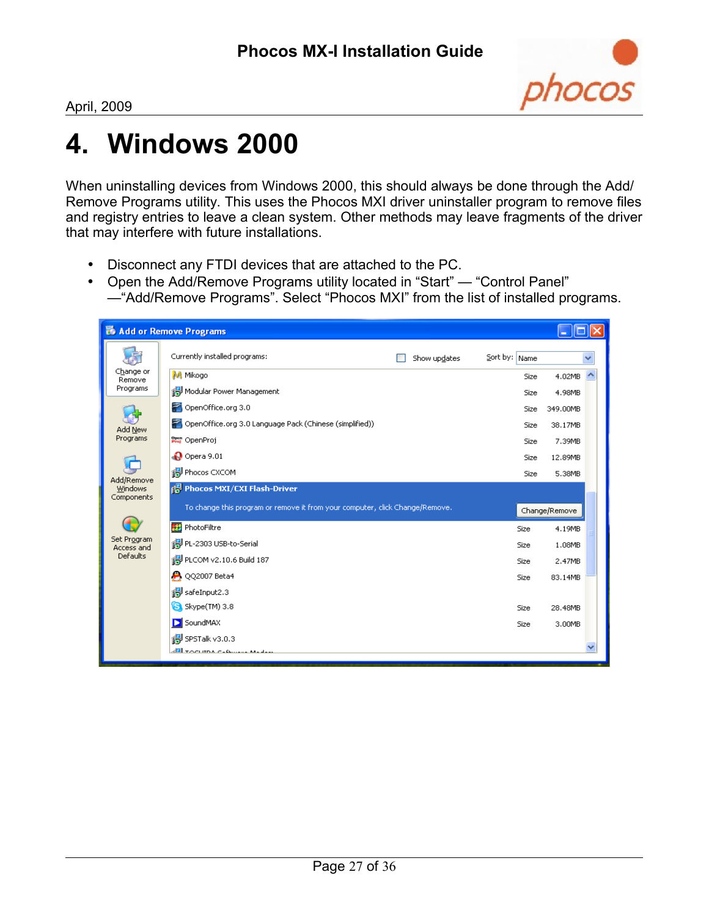# 4. Windows 2000

When uninstalling devices from Windows 2000, this should always be done through the Add/Remove Programs utility. This uses the Phocos MXI driver uninstaller program to remove files and registry entries to leave a clean system. Other methods may leave fragments of the driver that may interfere with future installations.

- Disconnect any FTDI devices that are attached to the PC.
- Open the Add/Remove Programs utility located in “Start” — “Control Panel” —“Add/Remove Programs”. Select “Phocos MXI” from the list of installed programs.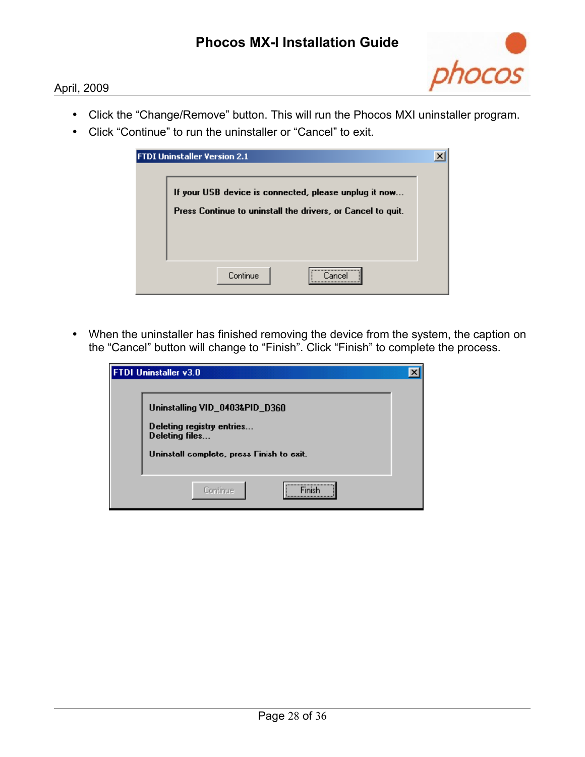- Click the "Change/Remove" button. This will run the Phocos MXI uninstaller program.
- Click "Continue" to run the uninstaller or "Cancel" to exit.

- When the uninstaller has finished removing the device from the system, the caption on the "Cancel" button will change to "Finish". Click "Finish" to complete the process.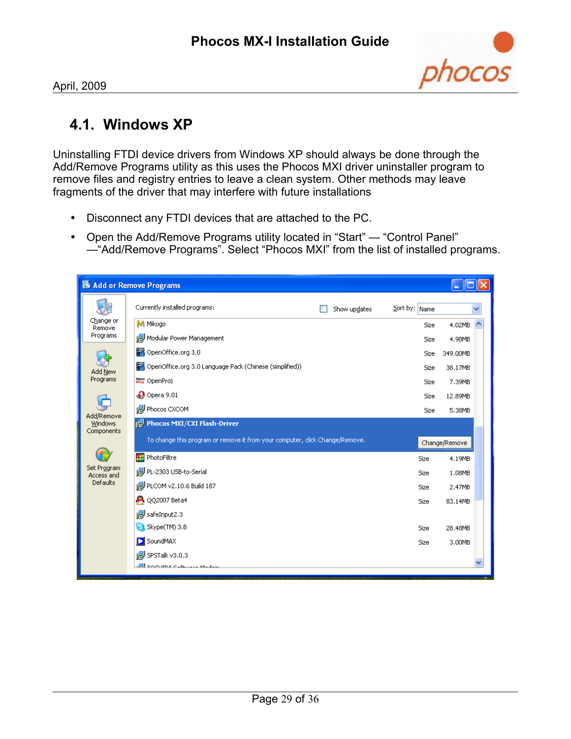## 4.1. Windows XP

Uninstalling FTDI device drivers from Windows XP should always be done through the Add/Remove Programs utility as this uses the Phocos MXI driver uninstaller program to remove files and registry entries to leave a clean system. Other methods may leave fragments of the driver that may interfere with future installations

- Disconnect any FTDI devices that are attached to the PC.
- Open the Add/Remove Programs utility located in "Start" — "Control Panel" —"Add/Remove Programs". Select "Phocos MXI" from the list of installed programs.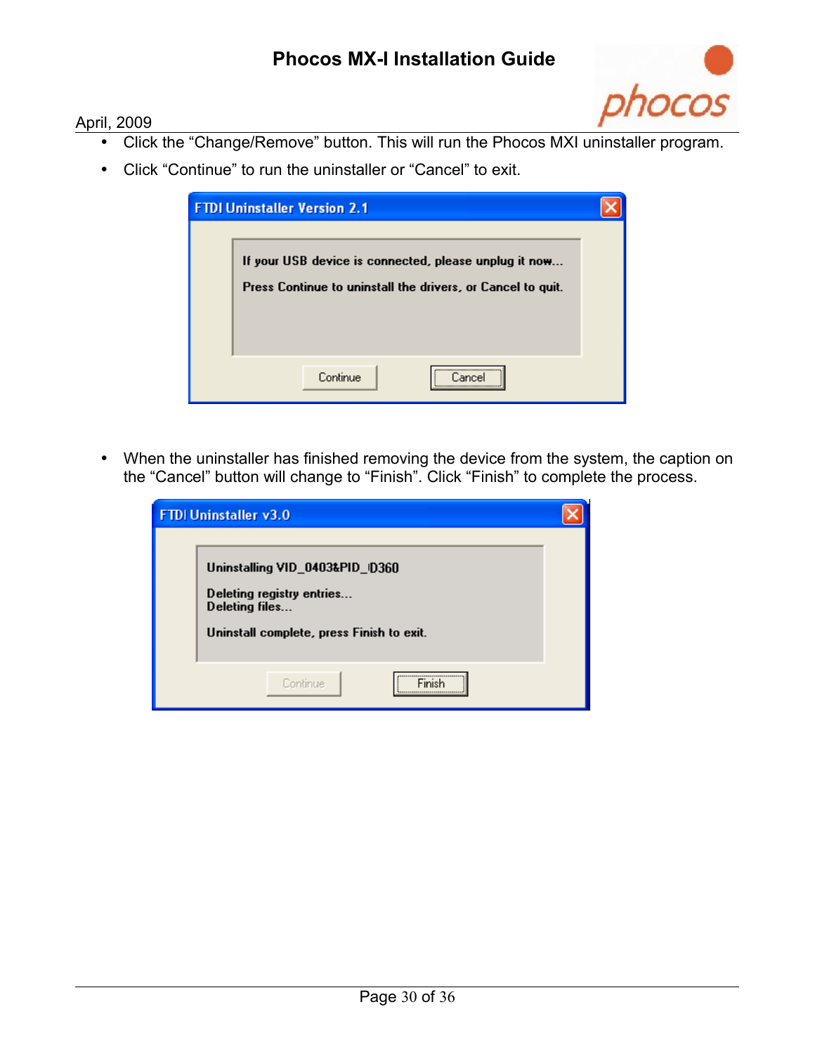- Click the "Change/Remove" button. This will run the Phocos MXI uninstaller program.
- Click "Continue" to run the uninstaller or "Cancel" to exit.

FTDI Uninstaller Version 2.1

If your USB device is connected, please unplug it now...

Press Continue to uninstall the drivers, or Cancel to quit.

Continue    Cancel

- When the uninstaller has finished removing the device from the system, the caption on the "Cancel" button will change to "Finish". Click "Finish" to complete the process.

FTDI Uninstaller v3.0

Uninstalling VID_0403&PID_D360

Deleting registry entries...
Deleting files...

Uninstall complete, press Finish to exit.

Continue    Finish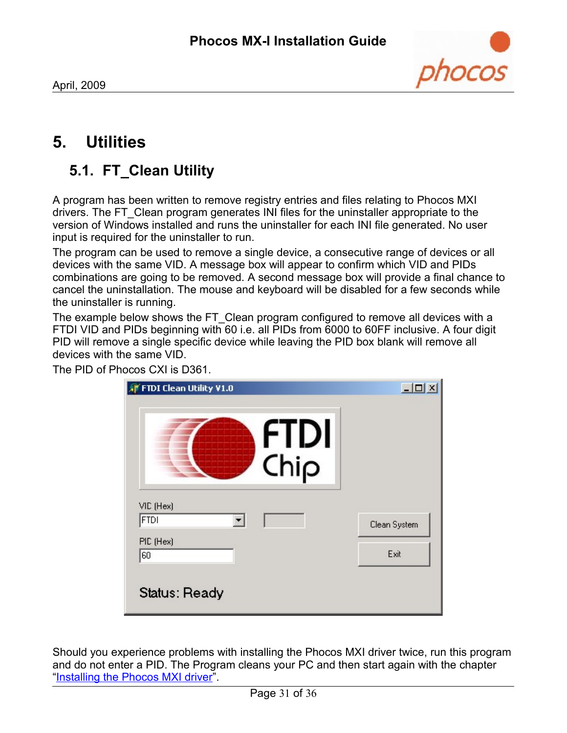# 5. Utilities

## 5.1. FT_Clean Utility

A program has been written to remove registry entries and files relating to Phocos MXI drivers. The FT_Clean program generates INI files for the uninstaller appropriate to the version of Windows installed and runs the uninstaller for each INI file generated. No user input is required for the uninstaller to run.

The program can be used to remove a single device, a consecutive range of devices or all devices with the same VID. A message box will appear to confirm which VID and PIDs combinations are going to be removed. A second message box will provide a final chance to cancel the uninstallation. The mouse and keyboard will be disabled for a few seconds while the uninstaller is running.

The example below shows the FT_Clean program configured to remove all devices with a FTDI VID and PIDs beginning with 60 i.e. all PIDs from 6000 to 60FF inclusive. A four digit PID will remove a single specific device while leaving the PID box blank will remove all devices with the same VID.

The PID of Phocos CXI is D361.

Should you experience problems with installing the Phocos MXI driver twice, run this program and do not enter a PID. The Program cleans your PC and then start again with the chapter "Installing the Phocos MXI driver".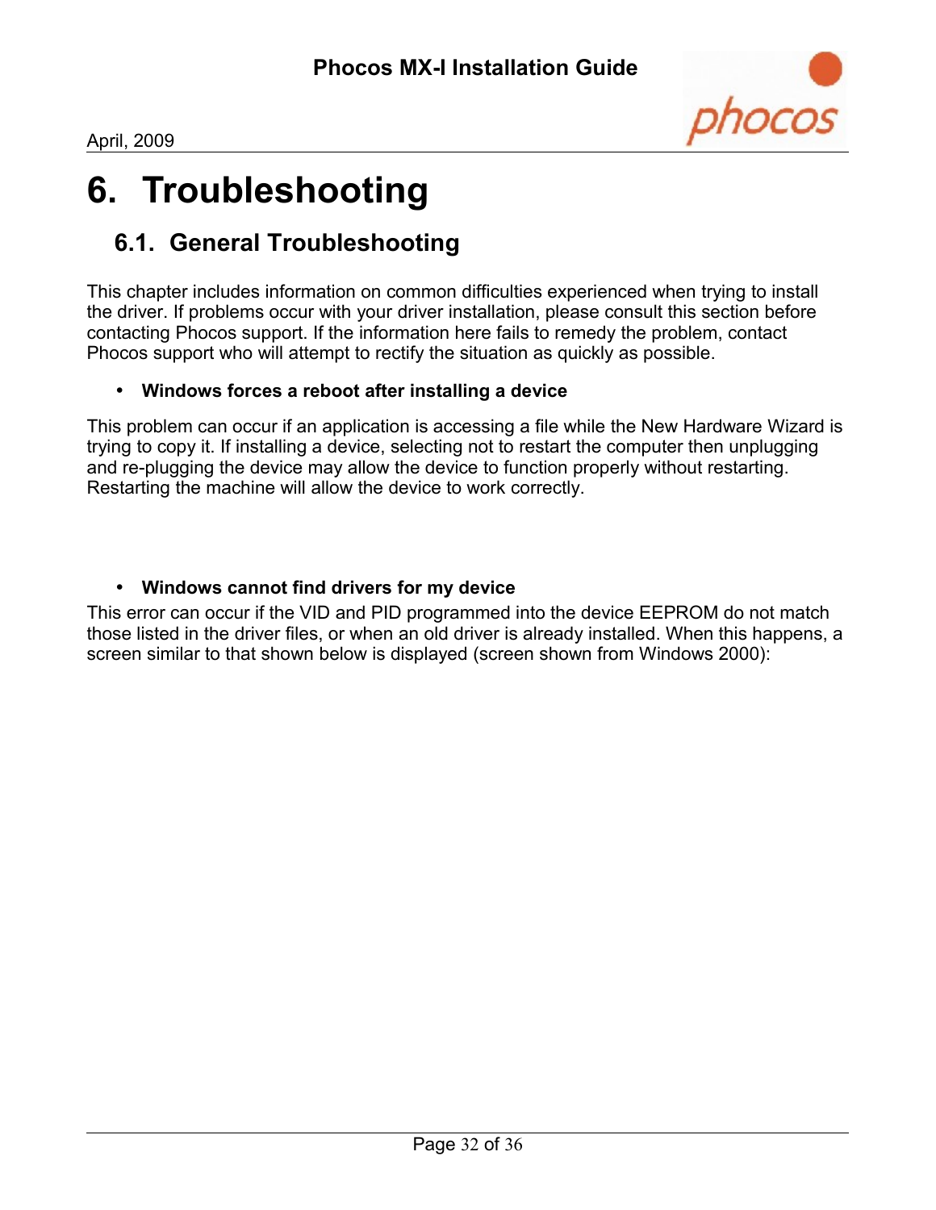# 6. Troubleshooting

## 6.1. General Troubleshooting

This chapter includes information on common difficulties experienced when trying to install the driver. If problems occur with your driver installation, please consult this section before contacting Phocos support. If the information here fails to remedy the problem, contact Phocos support who will attempt to rectify the situation as quickly as possible.

- **Windows forces a reboot after installing a device**

This problem can occur if an application is accessing a file while the New Hardware Wizard is trying to copy it. If installing a device, selecting not to restart the computer then unplugging and re-plugging the device may allow the device to function properly without restarting. Restarting the machine will allow the device to work correctly.

- **Windows cannot find drivers for my device**

This error can occur if the VID and PID programmed into the device EEPROM do not match those listed in the driver files, or when an old driver is already installed. When this happens, a screen similar to that shown below is displayed (screen shown from Windows 2000):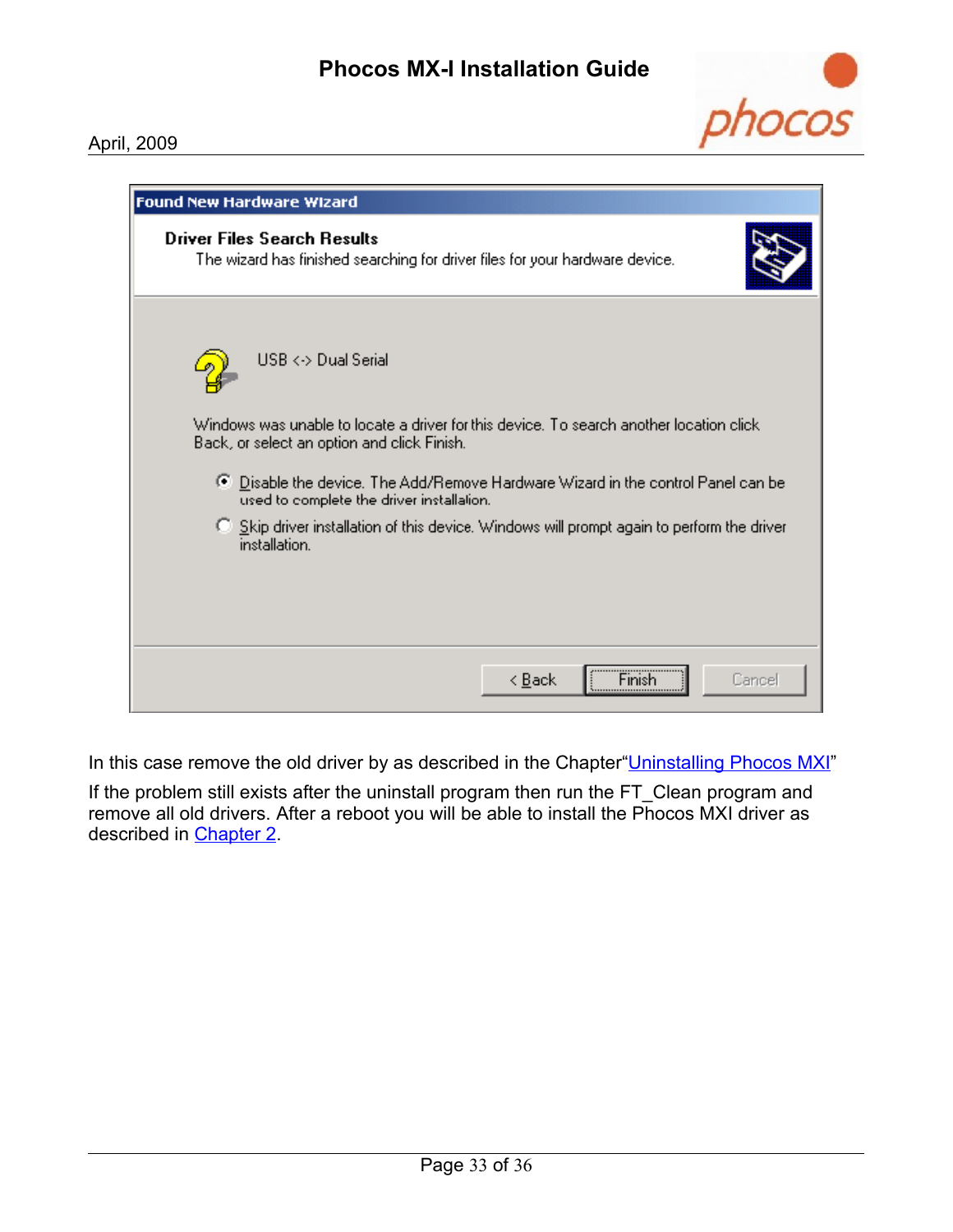In this case remove the old driver by as described in the Chapter“Uninstalling Phocos MXI”

If the problem still exists after the uninstall program then run the FT_Clean program and remove all old drivers. After a reboot you will be able to install the Phocos MXI driver as described in Chapter 2.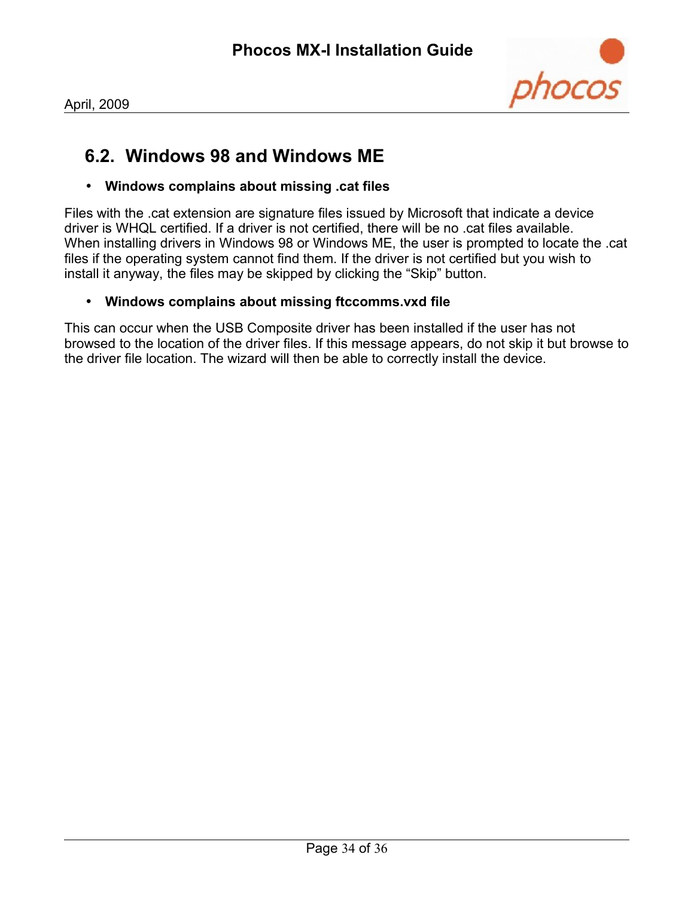## 6.2. Windows 98 and Windows ME

- **Windows complains about missing .cat files**

Files with the .cat extension are signature files issued by Microsoft that indicate a device driver is WHQL certified. If a driver is not certified, there will be no .cat files available. When installing drivers in Windows 98 or Windows ME, the user is prompted to locate the .cat files if the operating system cannot find them. If the driver is not certified but you wish to install it anyway, the files may be skipped by clicking the “Skip” button.

- **Windows complains about missing ftccomms.vxd file**

This can occur when the USB Composite driver has been installed if the user has not browsed to the location of the driver files. If this message appears, do not skip it but browse to the driver file location. The wizard will then be able to correctly install the device.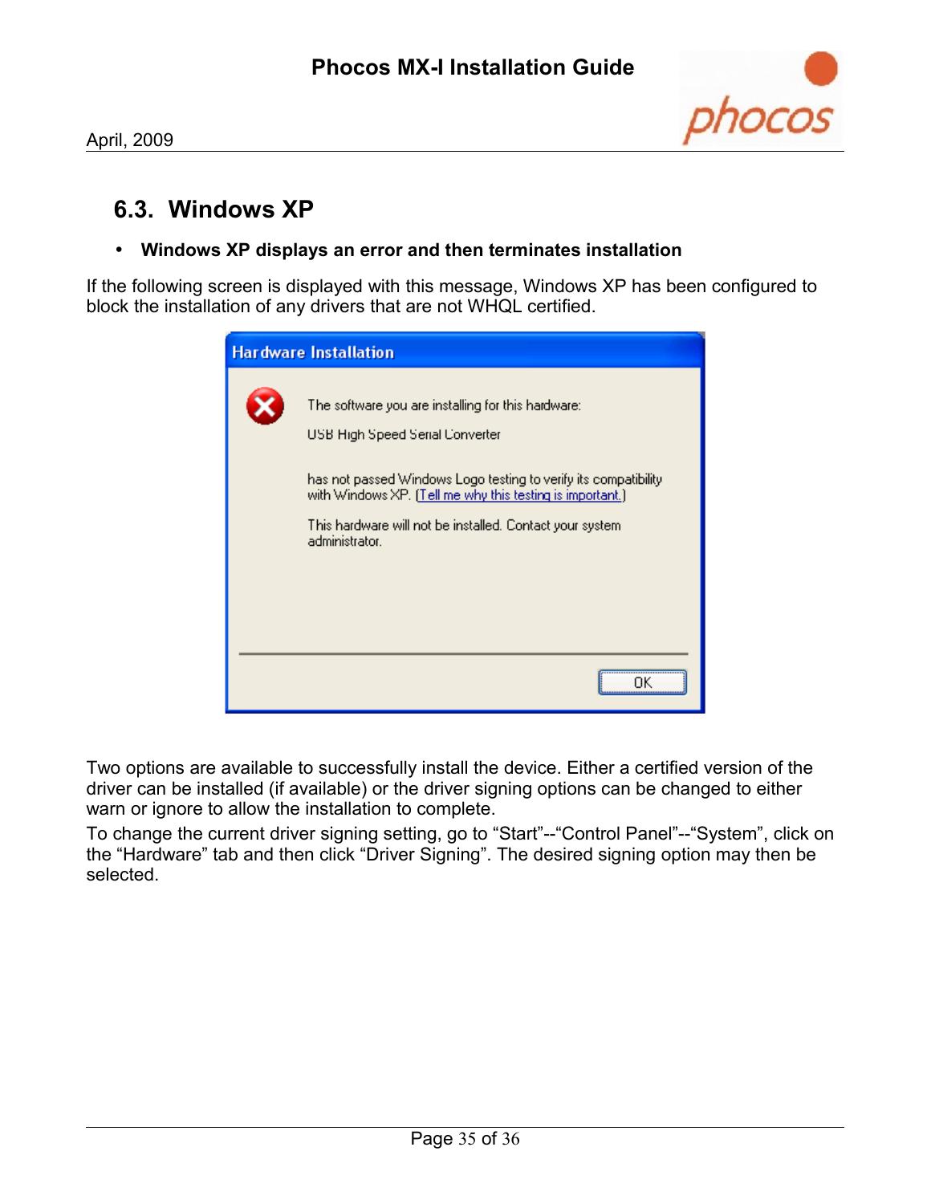## 6.3. Windows XP

- **Windows XP displays an error and then terminates installation**

If the following screen is displayed with this message, Windows XP has been configured to block the installation of any drivers that are not WHQL certified.

Two options are available to successfully install the device. Either a certified version of the driver can be installed (if available) or the driver signing options can be changed to either warn or ignore to allow the installation to complete.

To change the current driver signing setting, go to “Start”--“Control Panel”--“System”, click on the “Hardware” tab and then click “Driver Signing”. The desired signing option may then be selected.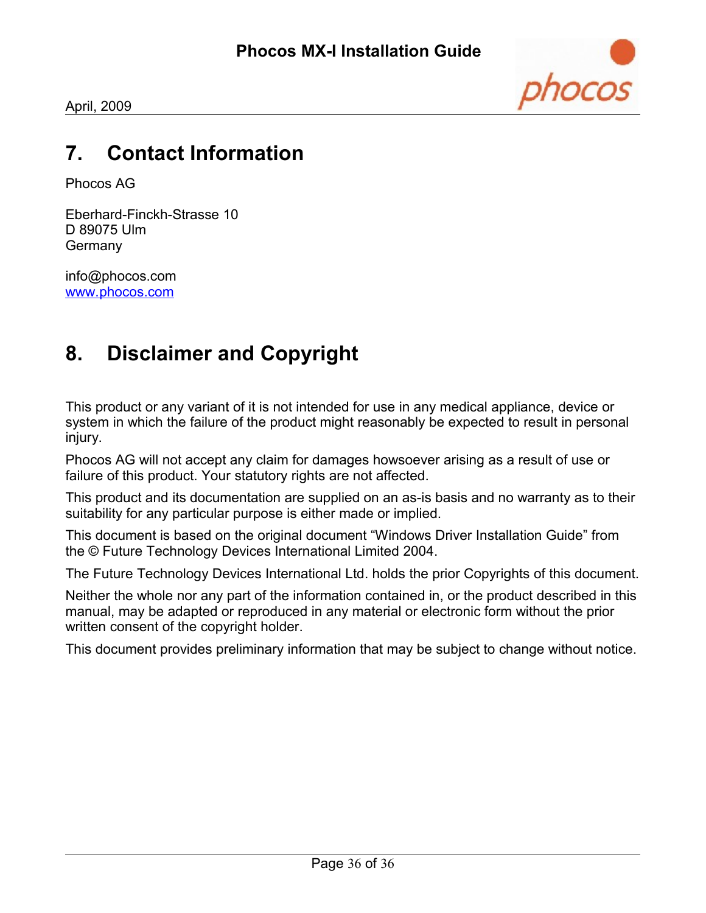## 7. Contact Information

Phocos AG

Eberhard-Finckh-Strasse 10
D 89075 Ulm
Germany

info@phocos.com
www.phocos.com

## 8. Disclaimer and Copyright

This product or any variant of it is not intended for use in any medical appliance, device or system in which the failure of the product might reasonably be expected to result in personal injury.

Phocos AG will not accept any claim for damages howsoever arising as a result of use or failure of this product. Your statutory rights are not affected.

This product and its documentation are supplied on an as-is basis and no warranty as to their suitability for any particular purpose is either made or implied.

This document is based on the original document “Windows Driver Installation Guide” from the © Future Technology Devices International Limited 2004.

The Future Technology Devices International Ltd. holds the prior Copyrights of this document.

Neither the whole nor any part of the information contained in, or the product described in this manual, may be adapted or reproduced in any material or electronic form without the prior written consent of the copyright holder.

This document provides preliminary information that may be subject to change without notice.